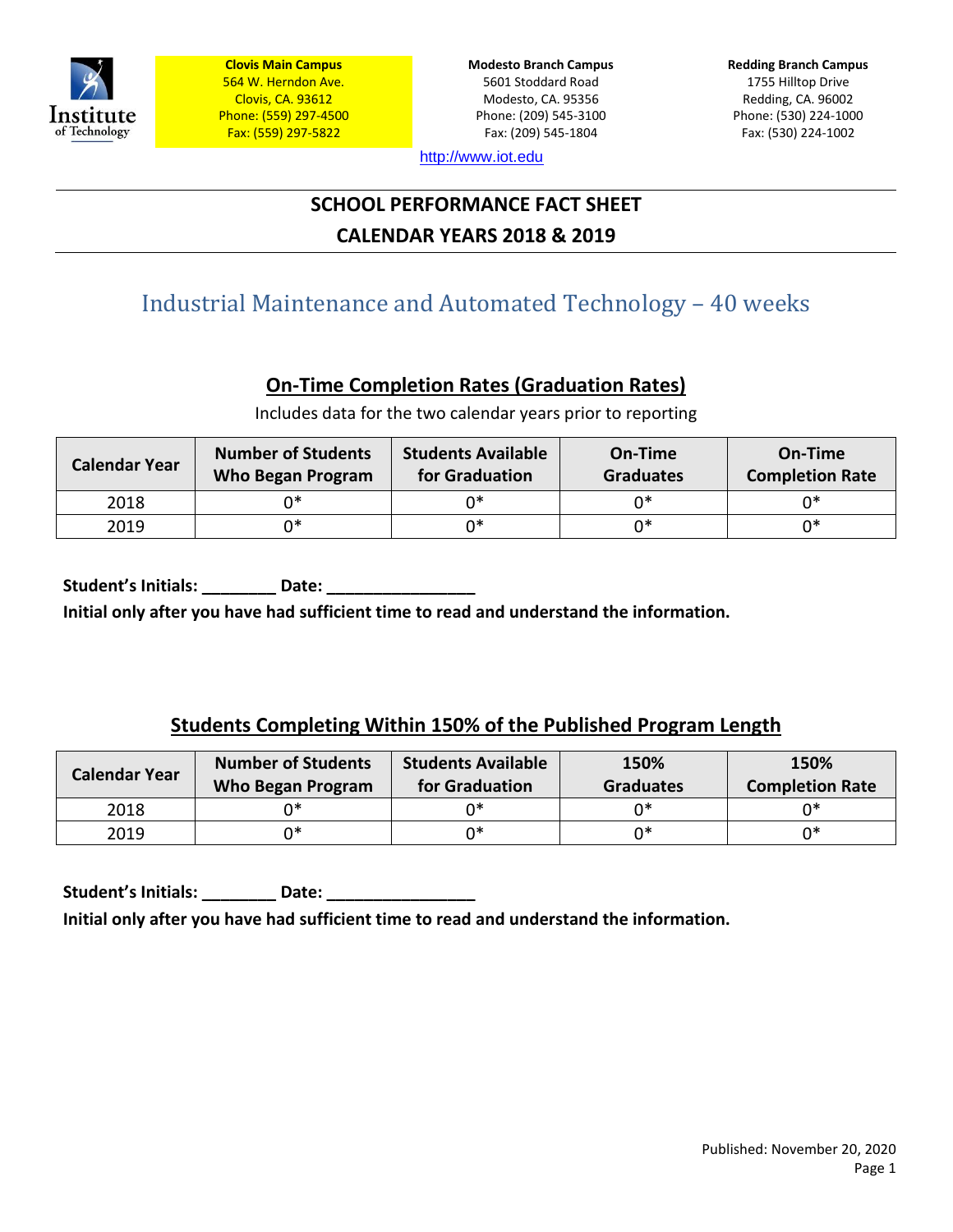Institute of Technology

**Clovis Main Campus**
564 W. Herndon Ave.
Clovis, CA. 93612
Phone: (559) 297-4500
Fax: (559) 297-5822

**Modesto Branch Campus**
5601 Stoddard Road
Modesto, CA. 95356
Phone: (209) 545-3100
Fax: (209) 545-1804

**Redding Branch Campus**
1755 Hilltop Drive
Redding, CA. 96002
Phone: (530) 224-1000
Fax: (530) 224-1002

http://www.iot.edu

# SCHOOL PERFORMANCE FACT SHEET
# CALENDAR YEARS 2018 & 2019

## Industrial Maintenance and Automated Technology – 40 weeks

### On-Time Completion Rates (Graduation Rates)

Includes data for the two calendar years prior to reporting

| Calendar Year | Number of Students Who Began Program | Students Available for Graduation | On-Time Graduates | On-Time Completion Rate |
|---|---|---|---|---|
| 2018 | 0* | 0* | 0* | 0* |
| 2019 | 0* | 0* | 0* | 0* |

**Student's Initials: ________ Date: ________________**
**Initial only after you have had sufficient time to read and understand the information.**

### Students Completing Within 150% of the Published Program Length

| Calendar Year | Number of Students Who Began Program | Students Available for Graduation | 150% Graduates | 150% Completion Rate |
|---|---|---|---|---|
| 2018 | 0* | 0* | 0* | 0* |
| 2019 | 0* | 0* | 0* | 0* |

**Student's Initials: ________ Date: ________________**
**Initial only after you have had sufficient time to read and understand the information.**

Published: November 20, 2020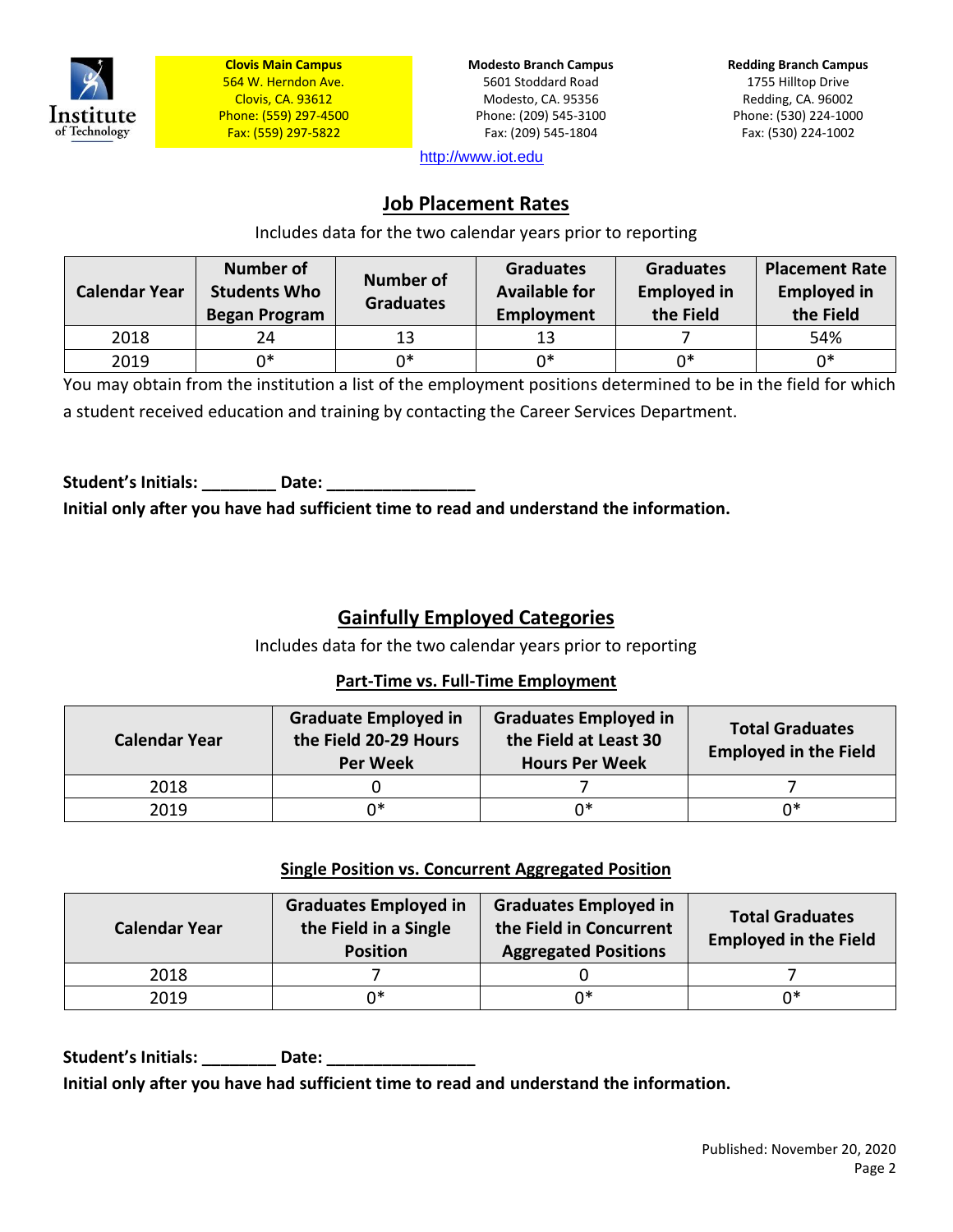Institute of Technology

**Clovis Main Campus**
564 W. Herndon Ave.
Clovis, CA. 93612
Phone: (559) 297-4500
Fax: (559) 297-5822

**Modesto Branch Campus**
5601 Stoddard Road
Modesto, CA. 95356
Phone: (209) 545-3100
Fax: (209) 545-1804

**Redding Branch Campus**
1755 Hilltop Drive
Redding, CA. 96002
Phone: (530) 224-1000
Fax: (530) 224-1002

http://www.iot.edu

## Job Placement Rates

Includes data for the two calendar years prior to reporting

| Calendar Year | Number of Students Who Began Program | Number of Graduates | Graduates Available for Employment | Graduates Employed in the Field | Placement Rate Employed in the Field |
|---|---|---|---|---|---|
| 2018 | 24 | 13 | 13 | 7 | 54% |
| 2019 | 0* | 0* | 0* | 0* | 0* |

You may obtain from the institution a list of the employment positions determined to be in the field for which a student received education and training by contacting the Career Services Department.

**Student's Initials: ________ Date: ________________**
**Initial only after you have had sufficient time to read and understand the information.**

## Gainfully Employed Categories

Includes data for the two calendar years prior to reporting

### Part-Time vs. Full-Time Employment

| Calendar Year | Graduate Employed in the Field 20-29 Hours Per Week | Graduates Employed in the Field at Least 30 Hours Per Week | Total Graduates Employed in the Field |
|---|---|---|---|
| 2018 | 0 | 7 | 7 |
| 2019 | 0* | 0* | 0* |

### Single Position vs. Concurrent Aggregated Position

| Calendar Year | Graduates Employed in the Field in a Single Position | Graduates Employed in the Field in Concurrent Aggregated Positions | Total Graduates Employed in the Field |
|---|---|---|---|
| 2018 | 7 | 0 | 7 |
| 2019 | 0* | 0* | 0* |

**Student's Initials: ________ Date: ________________**
**Initial only after you have had sufficient time to read and understand the information.**

Published: November 20, 2020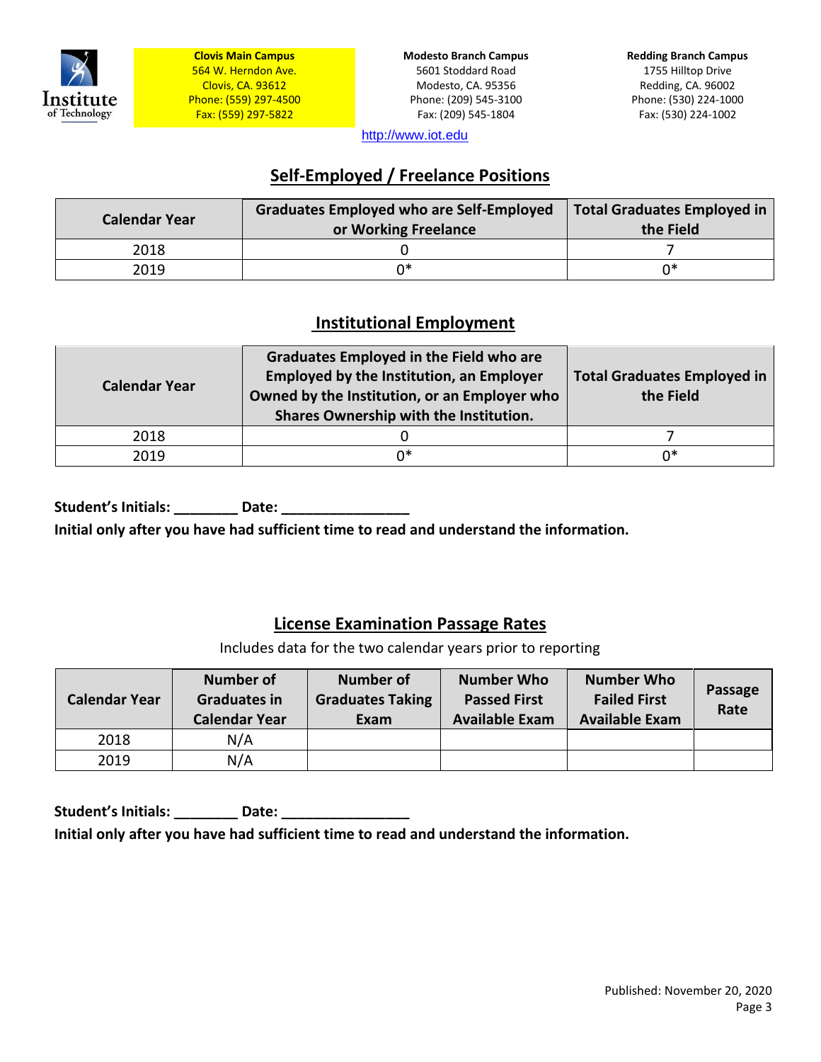Institute of Technology

**Clovis Main Campus**
564 W. Herndon Ave.
Clovis, CA. 93612
Phone: (559) 297-4500
Fax: (559) 297-5822

**Modesto Branch Campus**
5601 Stoddard Road
Modesto, CA. 95356
Phone: (209) 545-3100
Fax: (209) 545-1804

**Redding Branch Campus**
1755 Hilltop Drive
Redding, CA. 96002
Phone: (530) 224-1000
Fax: (530) 224-1002

http://www.iot.edu

## Self-Employed / Freelance Positions

| Calendar Year | Graduates Employed who are Self-Employed or Working Freelance | Total Graduates Employed in the Field |
|---|---|---|
| 2018 | 0 | 7 |
| 2019 | 0* | 0* |

## Institutional Employment

| Calendar Year | Graduates Employed in the Field who are Employed by the Institution, an Employer Owned by the Institution, or an Employer who Shares Ownership with the Institution. | Total Graduates Employed in the Field |
|---|---|---|
| 2018 | 0 | 7 |
| 2019 | 0* | 0* |

**Student's Initials: ________ Date: ________________**

**Initial only after you have had sufficient time to read and understand the information.**

## License Examination Passage Rates

Includes data for the two calendar years prior to reporting

| Calendar Year | Number of Graduates in Calendar Year | Number of Graduates Taking Exam | Number Who Passed First Available Exam | Number Who Failed First Available Exam | Passage Rate |
|---|---|---|---|---|---|
| 2018 | N/A | | | | |
| 2019 | N/A | | | | |

**Student's Initials: ________ Date: ________________**

**Initial only after you have had sufficient time to read and understand the information.**

Published: November 20, 2020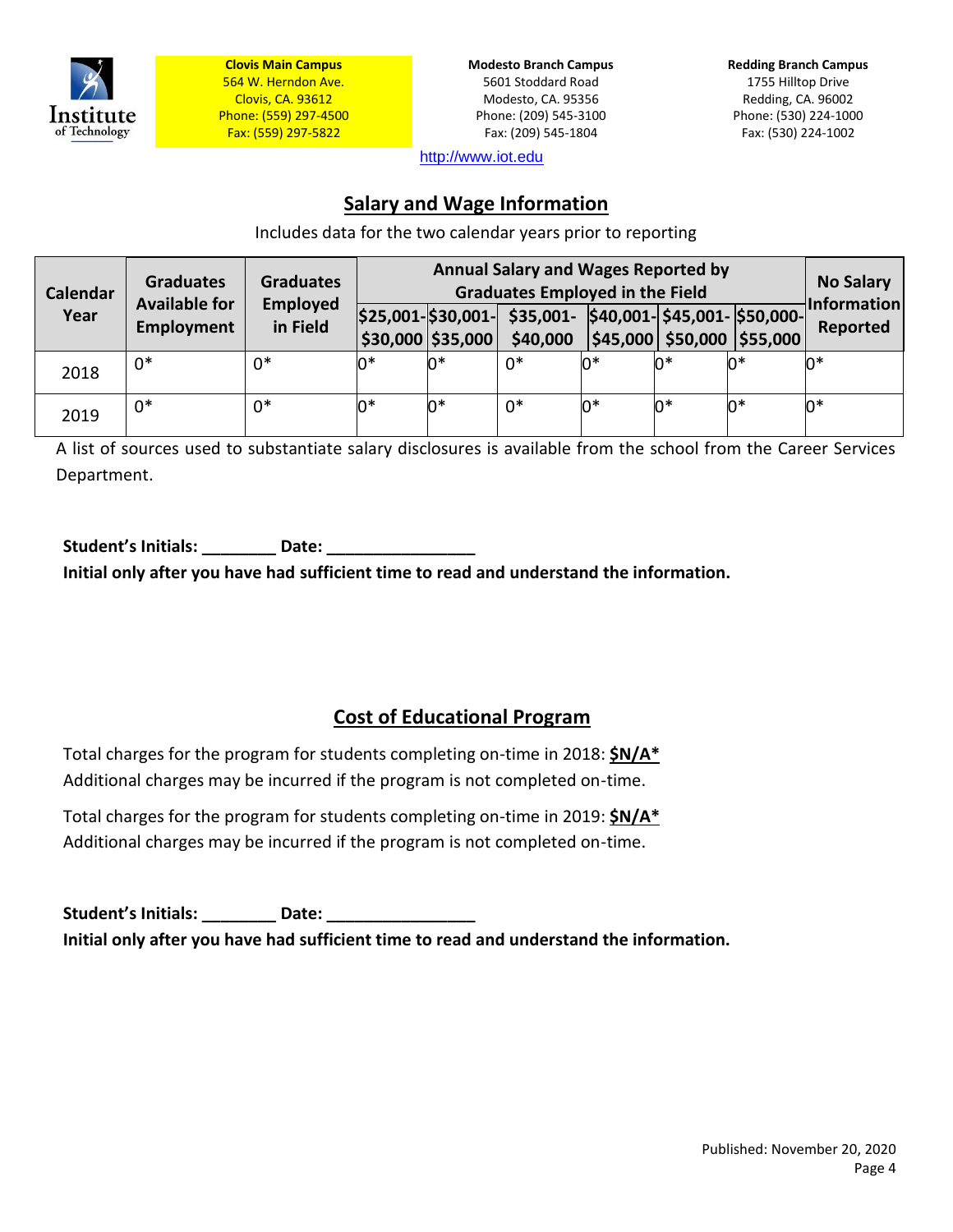**Clovis Main Campus**
564 W. Herndon Ave.
Clovis, CA. 93612
Phone: (559) 297-4500
Fax: (559) 297-5822

**Modesto Branch Campus**
5601 Stoddard Road
Modesto, CA. 95356
Phone: (209) 545-3100
Fax: (209) 545-1804

**Redding Branch Campus**
1755 Hilltop Drive
Redding, CA. 96002
Phone: (530) 224-1000
Fax: (530) 224-1002

http://www.iot.edu

## Salary and Wage Information

Includes data for the two calendar years prior to reporting

| Calendar Year | Graduates Available for Employment | Graduates Employed in Field | Annual Salary and Wages Reported by Graduates Employed in the Field | | | | | | No Salary Information Reported |
|---|---|---|---|---|---|---|---|---|---|
| | | | $25,001-$30,000 | $30,001-$35,000 | $35,001-$40,000 | $40,001-$45,000 | $45,001-$50,000 | $50,000-$55,000 | |
| 2018 | 0* | 0* | 0* | 0* | 0* | 0* | 0* | 0* | 0* |
| 2019 | 0* | 0* | 0* | 0* | 0* | 0* | 0* | 0* | 0* |

A list of sources used to substantiate salary disclosures is available from the school from the Career Services Department.

**Student's Initials: ________ Date: ________________**
**Initial only after you have had sufficient time to read and understand the information.**

## Cost of Educational Program

Total charges for the program for students completing on-time in 2018: **$N/A***
Additional charges may be incurred if the program is not completed on-time.

Total charges for the program for students completing on-time in 2019: **$N/A***
Additional charges may be incurred if the program is not completed on-time.

**Student's Initials: ________ Date: ________________**
**Initial only after you have had sufficient time to read and understand the information.**

Published: November 20, 2020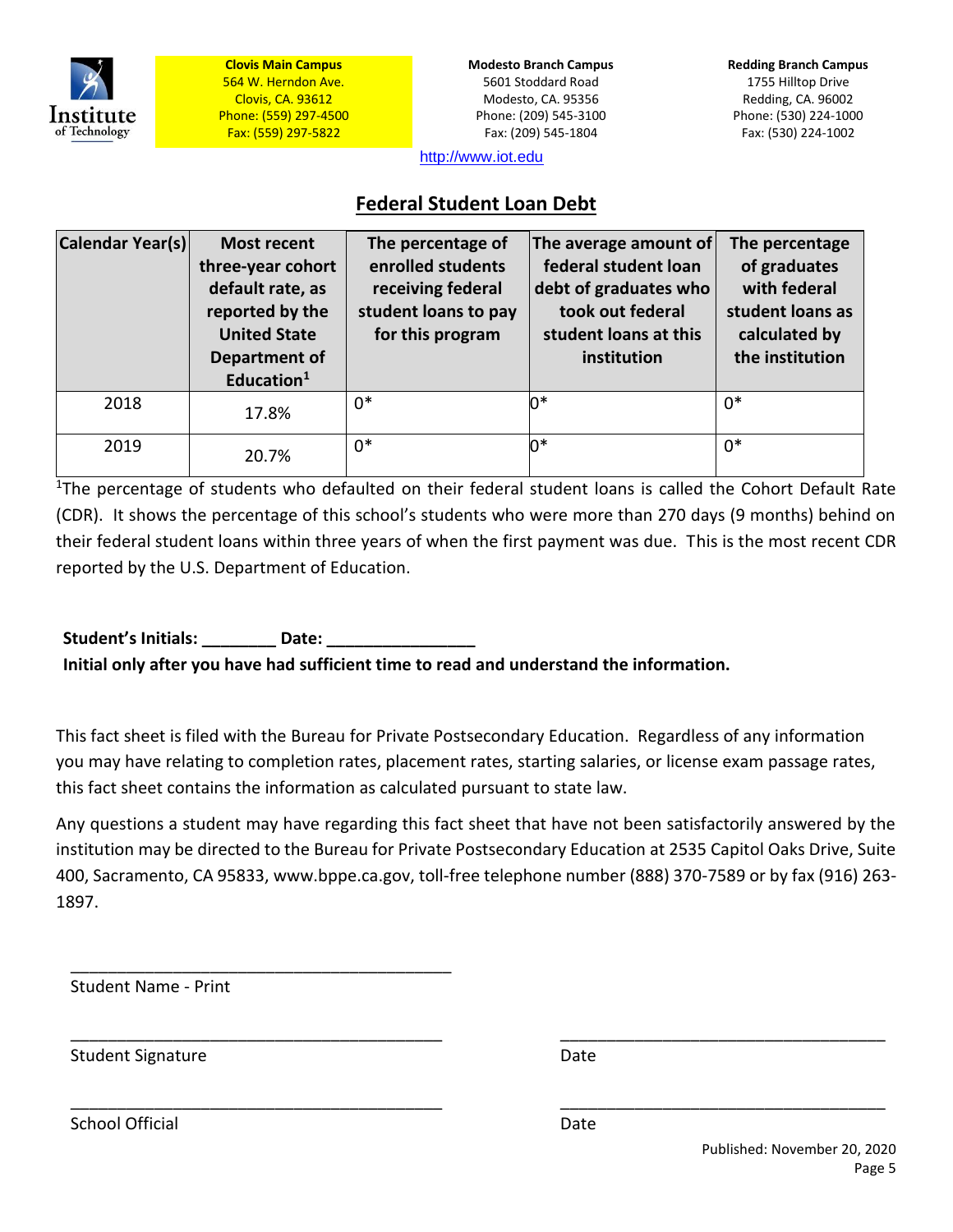**Clovis Main Campus**
564 W. Herndon Ave.
Clovis, CA. 93612
Phone: (559) 297-4500
Fax: (559) 297-5822

**Modesto Branch Campus**
5601 Stoddard Road
Modesto, CA. 95356
Phone: (209) 545-3100
Fax: (209) 545-1804

**Redding Branch Campus**
1755 Hilltop Drive
Redding, CA. 96002
Phone: (530) 224-1000
Fax: (530) 224-1002

http://www.iot.edu

## Federal Student Loan Debt

| Calendar Year(s) | Most recent three-year cohort default rate, as reported by the United State Department of Education[1] | The percentage of enrolled students receiving federal student loans to pay for this program | The average amount of federal student loan debt of graduates who took out federal student loans at this institution | The percentage of graduates with federal student loans as calculated by the institution |
|---|---|---|---|---|
| 2018 | 17.8% | 0* | 0* | 0* |
| 2019 | 20.7% | 0* | 0* | 0* |

[1]The percentage of students who defaulted on their federal student loans is called the Cohort Default Rate (CDR). It shows the percentage of this school's students who were more than 270 days (9 months) behind on their federal student loans within three years of when the first payment was due. This is the most recent CDR reported by the U.S. Department of Education.

**Student's Initials: ________ Date: ________________**
**Initial only after you have had sufficient time to read and understand the information.**

This fact sheet is filed with the Bureau for Private Postsecondary Education. Regardless of any information you may have relating to completion rates, placement rates, starting salaries, or license exam passage rates, this fact sheet contains the information as calculated pursuant to state law.

Any questions a student may have regarding this fact sheet that have not been satisfactorily answered by the institution may be directed to the Bureau for Private Postsecondary Education at 2535 Capitol Oaks Drive, Suite 400, Sacramento, CA 95833, www.bppe.ca.gov, toll-free telephone number (888) 370-7589 or by fax (916) 263-1897.

_________________________________________
Student Name - Print

_________________________________________ _________________________________
Student Signature Date

_________________________________________ _________________________________
School Official Date

Published: November 20, 2020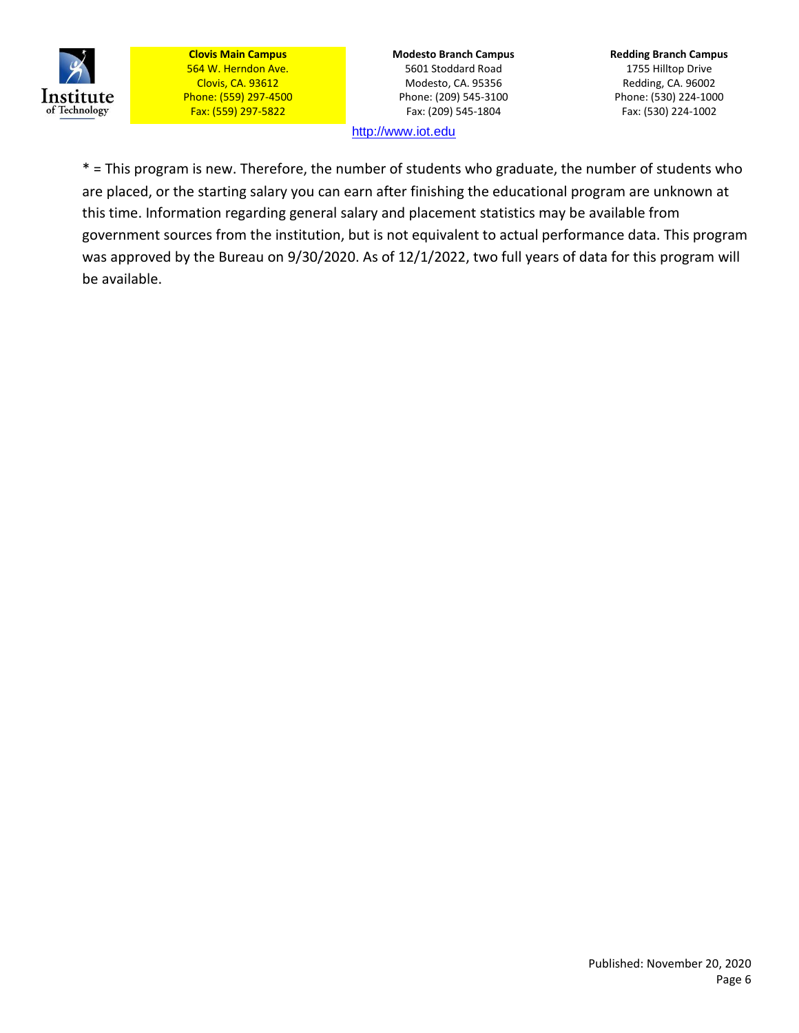**Clovis Main Campus**
564 W. Herndon Ave.
Clovis, CA. 93612
Phone: (559) 297-4500
Fax: (559) 297-5822

**Modesto Branch Campus**
5601 Stoddard Road
Modesto, CA. 95356
Phone: (209) 545-3100
Fax: (209) 545-1804

**Redding Branch Campus**
1755 Hilltop Drive
Redding, CA. 96002
Phone: (530) 224-1000
Fax: (530) 224-1002

http://www.iot.edu

* = This program is new. Therefore, the number of students who graduate, the number of students who are placed, or the starting salary you can earn after finishing the educational program are unknown at this time. Information regarding general salary and placement statistics may be available from government sources from the institution, but is not equivalent to actual performance data. This program was approved by the Bureau on 9/30/2020. As of 12/1/2022, two full years of data for this program will be available.

Published: November 20, 2020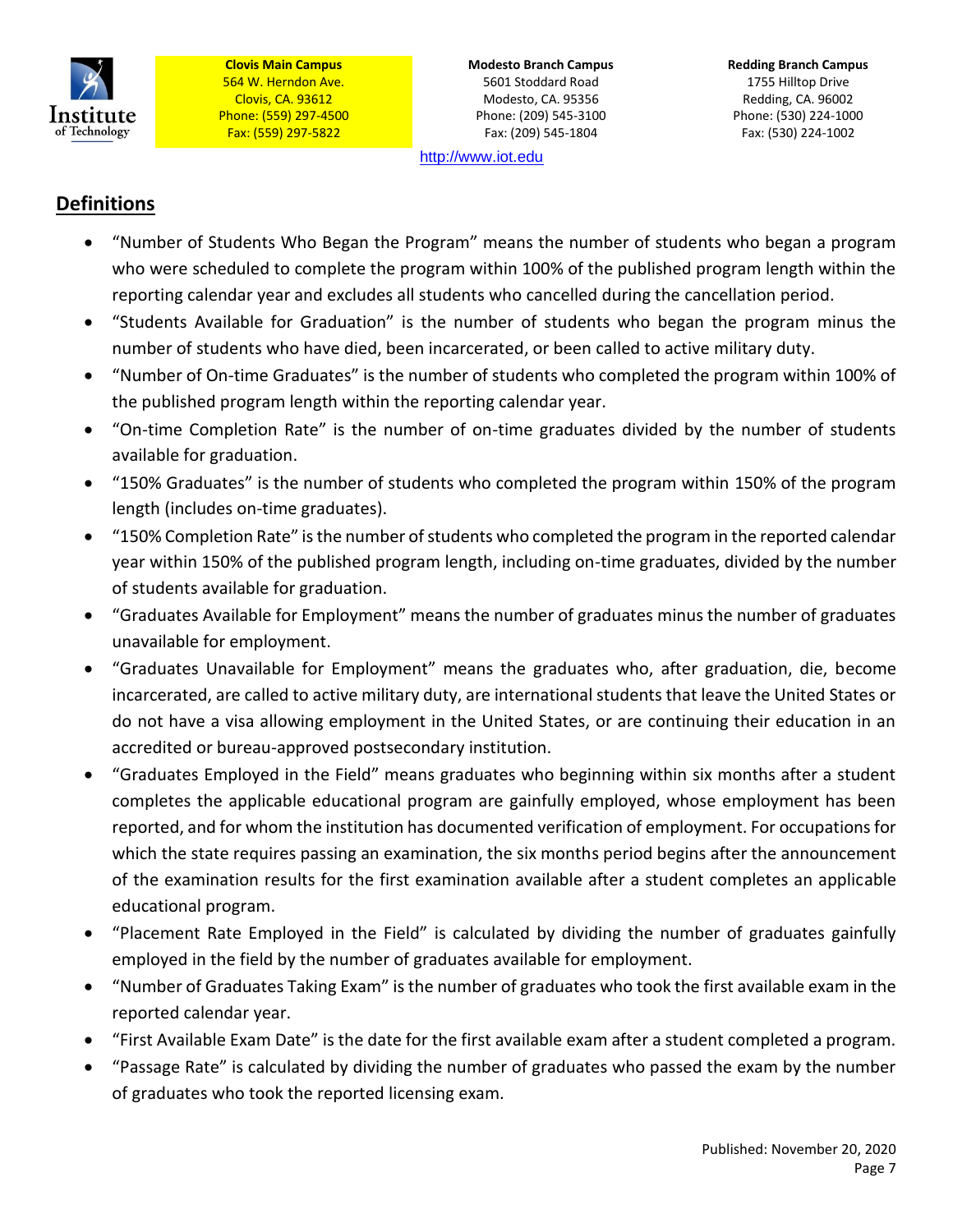## Definitions

- "Number of Students Who Began the Program" means the number of students who began a program who were scheduled to complete the program within 100% of the published program length within the reporting calendar year and excludes all students who cancelled during the cancellation period.
- "Students Available for Graduation" is the number of students who began the program minus the number of students who have died, been incarcerated, or been called to active military duty.
- "Number of On-time Graduates" is the number of students who completed the program within 100% of the published program length within the reporting calendar year.
- "On-time Completion Rate" is the number of on-time graduates divided by the number of students available for graduation.
- "150% Graduates" is the number of students who completed the program within 150% of the program length (includes on-time graduates).
- "150% Completion Rate" is the number of students who completed the program in the reported calendar year within 150% of the published program length, including on-time graduates, divided by the number of students available for graduation.
- "Graduates Available for Employment" means the number of graduates minus the number of graduates unavailable for employment.
- "Graduates Unavailable for Employment" means the graduates who, after graduation, die, become incarcerated, are called to active military duty, are international students that leave the United States or do not have a visa allowing employment in the United States, or are continuing their education in an accredited or bureau-approved postsecondary institution.
- "Graduates Employed in the Field" means graduates who beginning within six months after a student completes the applicable educational program are gainfully employed, whose employment has been reported, and for whom the institution has documented verification of employment. For occupations for which the state requires passing an examination, the six months period begins after the announcement of the examination results for the first examination available after a student completes an applicable educational program.
- "Placement Rate Employed in the Field" is calculated by dividing the number of graduates gainfully employed in the field by the number of graduates available for employment.
- "Number of Graduates Taking Exam" is the number of graduates who took the first available exam in the reported calendar year.
- "First Available Exam Date" is the date for the first available exam after a student completed a program.
- "Passage Rate" is calculated by dividing the number of graduates who passed the exam by the number of graduates who took the reported licensing exam.

Published: November 20, 2020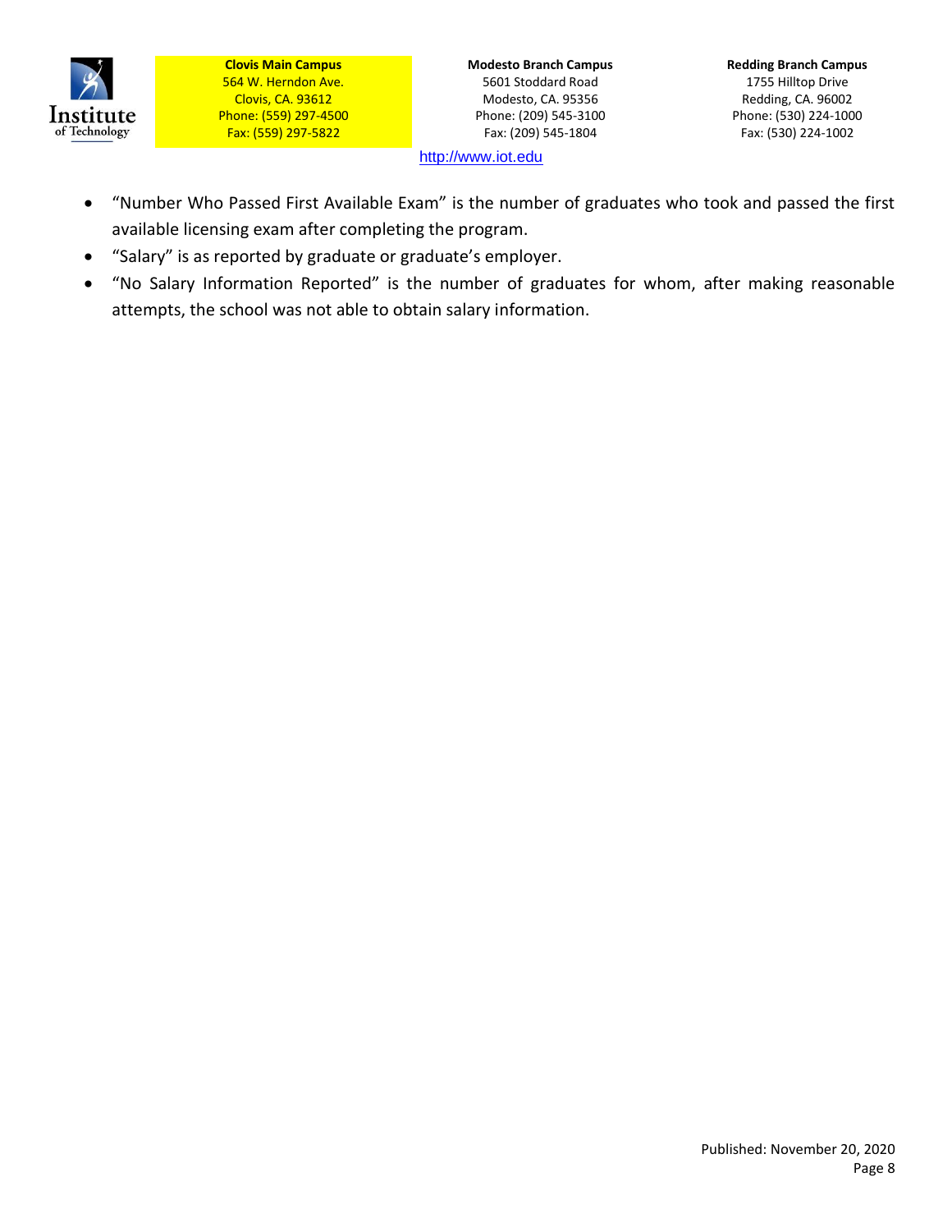- "Number Who Passed First Available Exam" is the number of graduates who took and passed the first available licensing exam after completing the program.
- "Salary" is as reported by graduate or graduate's employer.
- "No Salary Information Reported" is the number of graduates for whom, after making reasonable attempts, the school was not able to obtain salary information.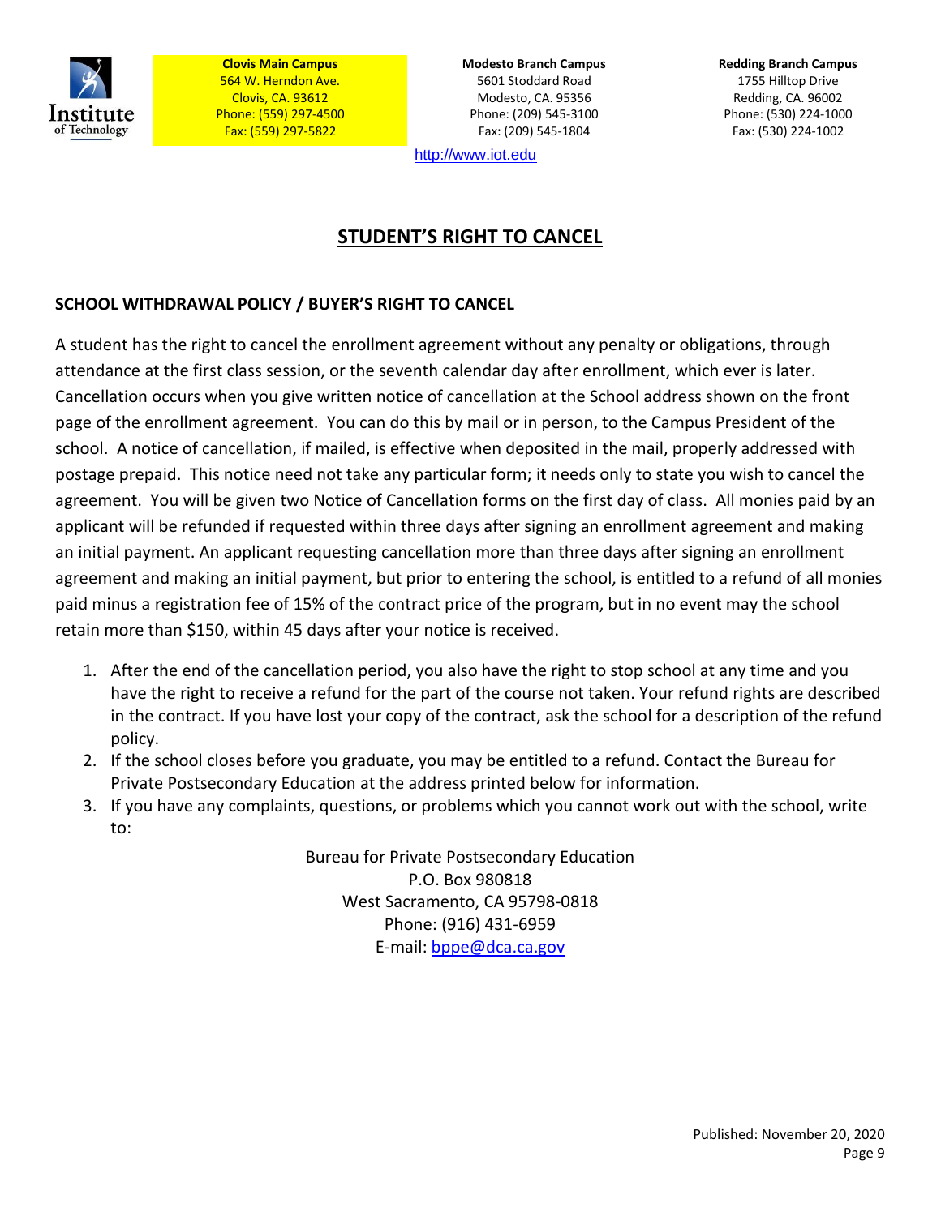**Clovis Main Campus**
564 W. Herndon Ave.
Clovis, CA. 93612
Phone: (559) 297-4500
Fax: (559) 297-5822

**Modesto Branch Campus**
5601 Stoddard Road
Modesto, CA. 95356
Phone: (209) 545-3100
Fax: (209) 545-1804

**Redding Branch Campus**
1755 Hilltop Drive
Redding, CA. 96002
Phone: (530) 224-1000
Fax: (530) 224-1002

http://www.iot.edu

# STUDENT'S RIGHT TO CANCEL

## SCHOOL WITHDRAWAL POLICY / BUYER'S RIGHT TO CANCEL

A student has the right to cancel the enrollment agreement without any penalty or obligations, through attendance at the first class session, or the seventh calendar day after enrollment, which ever is later. Cancellation occurs when you give written notice of cancellation at the School address shown on the front page of the enrollment agreement. You can do this by mail or in person, to the Campus President of the school. A notice of cancellation, if mailed, is effective when deposited in the mail, properly addressed with postage prepaid. This notice need not take any particular form; it needs only to state you wish to cancel the agreement. You will be given two Notice of Cancellation forms on the first day of class. All monies paid by an applicant will be refunded if requested within three days after signing an enrollment agreement and making an initial payment. An applicant requesting cancellation more than three days after signing an enrollment agreement and making an initial payment, but prior to entering the school, is entitled to a refund of all monies paid minus a registration fee of 15% of the contract price of the program, but in no event may the school retain more than $150, within 45 days after your notice is received.

1. After the end of the cancellation period, you also have the right to stop school at any time and you have the right to receive a refund for the part of the course not taken. Your refund rights are described in the contract. If you have lost your copy of the contract, ask the school for a description of the refund policy.
2. If the school closes before you graduate, you may be entitled to a refund. Contact the Bureau for Private Postsecondary Education at the address printed below for information.
3. If you have any complaints, questions, or problems which you cannot work out with the school, write to:

Bureau for Private Postsecondary Education
P.O. Box 980818
West Sacramento, CA 95798-0818
Phone: (916) 431-6959
E-mail: bppe@dca.ca.gov

Published: November 20, 2020